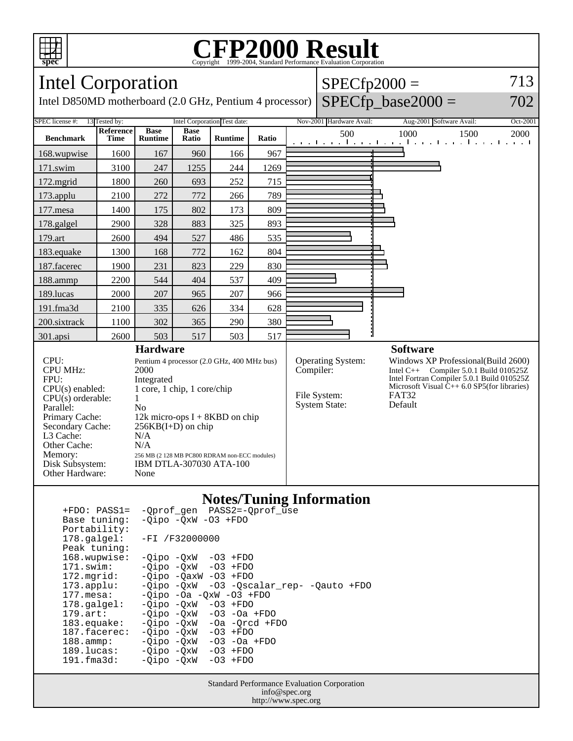# CFP2000 Result

Copyright 1999-2004, Standard Performance Evaluation Corporation

## Intel Corporation

Intel D850MD motherboard (2.0 GHz, Pentium 4 processor)

SPECfp2000 = 713

SPECfp_base2000 = 702

| SPEC license #: | 13 | Tested by: | Intel Corporation | Test date: | Nov-2001 | Hardware Avail: | Aug-2001 | Software Avail: | Oct-2001 |
|---|---|---|---|---|---|---|---|---|---|

| Benchmark | Reference Time | Base Runtime | Base Ratio | Runtime | Ratio |
|---|---|---|---|---|---|
| 168.wupwise | 1600 | 167 | 960 | 166 | 967 |
| 171.swim | 3100 | 247 | 1255 | 244 | 1269 |
| 172.mgrid | 1800 | 260 | 693 | 252 | 715 |
| 173.applu | 2100 | 272 | 772 | 266 | 789 |
| 177.mesa | 1400 | 175 | 802 | 173 | 809 |
| 178.galgel | 2900 | 328 | 883 | 325 | 893 |
| 179.art | 2600 | 494 | 527 | 486 | 535 |
| 183.equake | 1300 | 168 | 772 | 162 | 804 |
| 187.facerec | 1900 | 231 | 823 | 229 | 830 |
| 188.ammp | 2200 | 544 | 404 | 537 | 409 |
| 189.lucas | 2000 | 207 | 965 | 207 | 966 |
| 191.fma3d | 2100 | 335 | 626 | 334 | 628 |
| 200.sixtrack | 1100 | 302 | 365 | 290 | 380 |
| 301.apsi | 2600 | 503 | 517 | 503 | 517 |

### Hardware

| | |
|---|---|
| CPU: | Pentium 4 processor (2.0 GHz, 400 MHz bus) |
| CPU MHz: | 2000 |
| FPU: | Integrated |
| CPU(s) enabled: | 1 core, 1 chip, 1 core/chip |
| CPU(s) orderable: | 1 |
| Parallel: | No |
| Primary Cache: | 12k micro-ops I + 8KBD on chip |
| Secondary Cache: | 256KB(I+D) on chip |
| L3 Cache: | N/A |
| Other Cache: | N/A |
| Memory: | 256 MB (2 128 MB PC800 RDRAM non-ECC modules) |
| Disk Subsystem: | IBM DTLA-307030 ATA-100 |
| Other Hardware: | None |

### Software

| | |
|---|---|
| Operating System: | Windows XP Professional(Build 2600) |
| Compiler: | Intel C++ Compiler 5.0.1 Build 010525Z<br>Intel Fortran Compiler 5.0.1 Build 010525Z<br>Microsoft Visual C++ 6.0 SP5(for libraries) |
| File System: | FAT32 |
| System State: | Default |

### Notes/Tuning Information

```
+FDO: PASS1=   -Qprof_gen  PASS2=-Qprof_use
Base tuning:   -Qipo -QxW -O3 +FDO
Portability:
178.galgel:    -FI /F32000000
Peak tuning:
168.wupwise:   -Qipo -QxW  -O3 +FDO
171.swim:      -Qipo -QxW  -O3 +FDO
172.mgrid:     -Qipo -QaxW -O3 +FDO
173.applu:     -Qipo -QxW  -O3 -Qscalar_rep- -Qauto +FDO
177.mesa:      -Qipo -Oa -QxW -O3 +FDO
178.galgel:    -Qipo -QxW  -O3 +FDO
179.art:       -Qipo -QxW  -O3 -Oa +FDO
183.equake:    -Qipo -QxW  -Oa -Qrcd +FDO
187.facerec:   -Qipo -QxW  -O3 +FDO
188.ammp:      -Qipo -QxW  -O3 -Oa +FDO
189.lucas:     -Qipo -QxW  -O3 +FDO
191.fma3d:     -Qipo -QxW  -O3 +FDO
```

Standard Performance Evaluation Corporation
info@spec.org
http://www.spec.org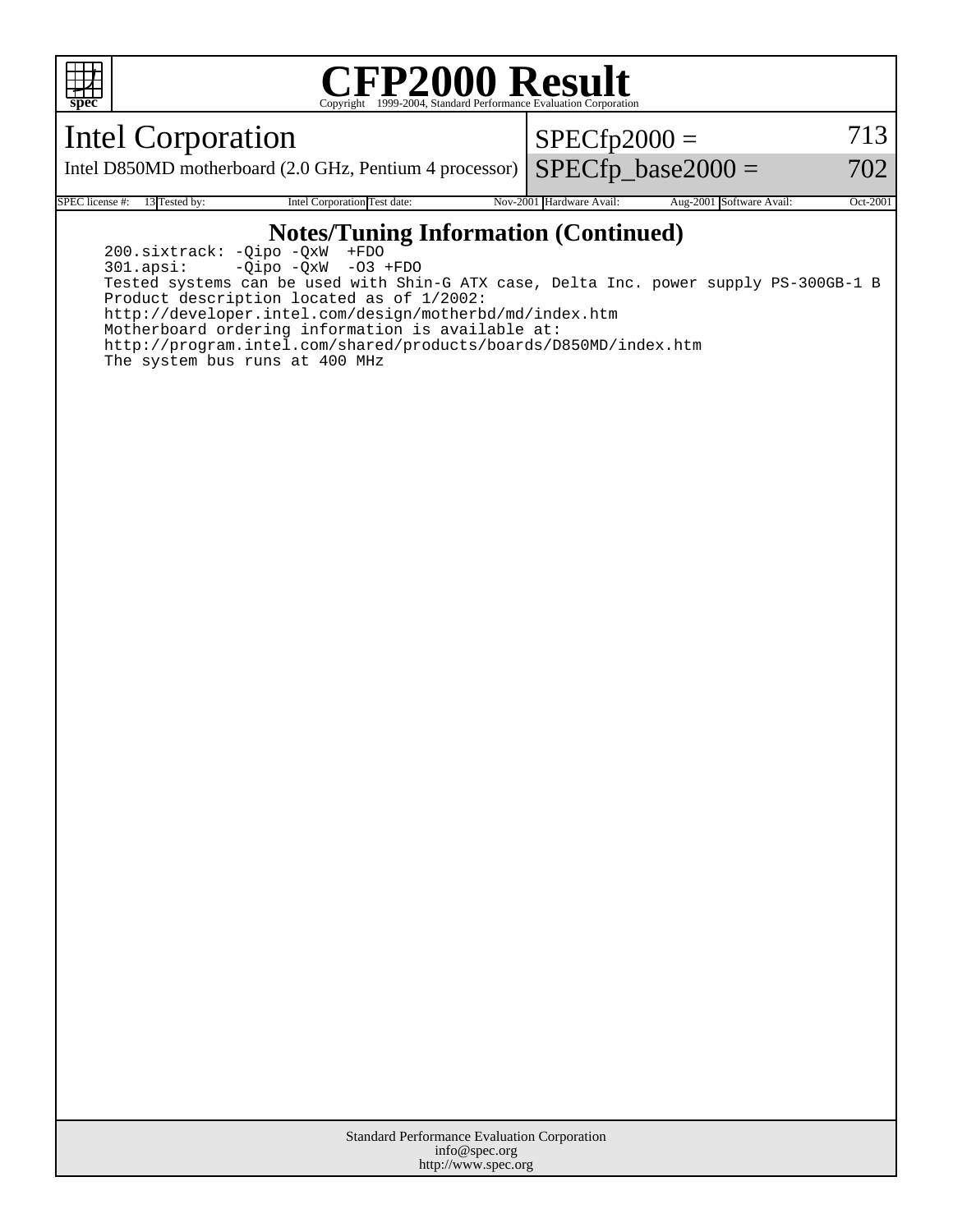# CFP2000 Result

Copyright 1999-2004, Standard Performance Evaluation Corporation

## Intel Corporation

Intel D850MD motherboard (2.0 GHz, Pentium 4 processor)

SPECfp2000 = 713

SPECfp_base2000 = 702

| SPEC license #: | 13 | Tested by: | Intel Corporation | Test date: | Nov-2001 | Hardware Avail: | Aug-2001 | Software Avail: | Oct-2001 |
|---|---|---|---|---|---|---|---|---|---|

## Notes/Tuning Information (Continued)

```
200.sixtrack: -Qipo -QxW  +FDO
301.apsi:     -Qipo -QxW  -O3 +FDO
Tested systems can be used with Shin-G ATX case, Delta Inc. power supply PS-300GB-1 B
Product description located as of 1/2002:
http://developer.intel.com/design/motherbd/md/index.htm
Motherboard ordering information is available at:
http://program.intel.com/shared/products/boards/D850MD/index.htm
The system bus runs at 400 MHz
```

Standard Performance Evaluation Corporation
info@spec.org
http://www.spec.org